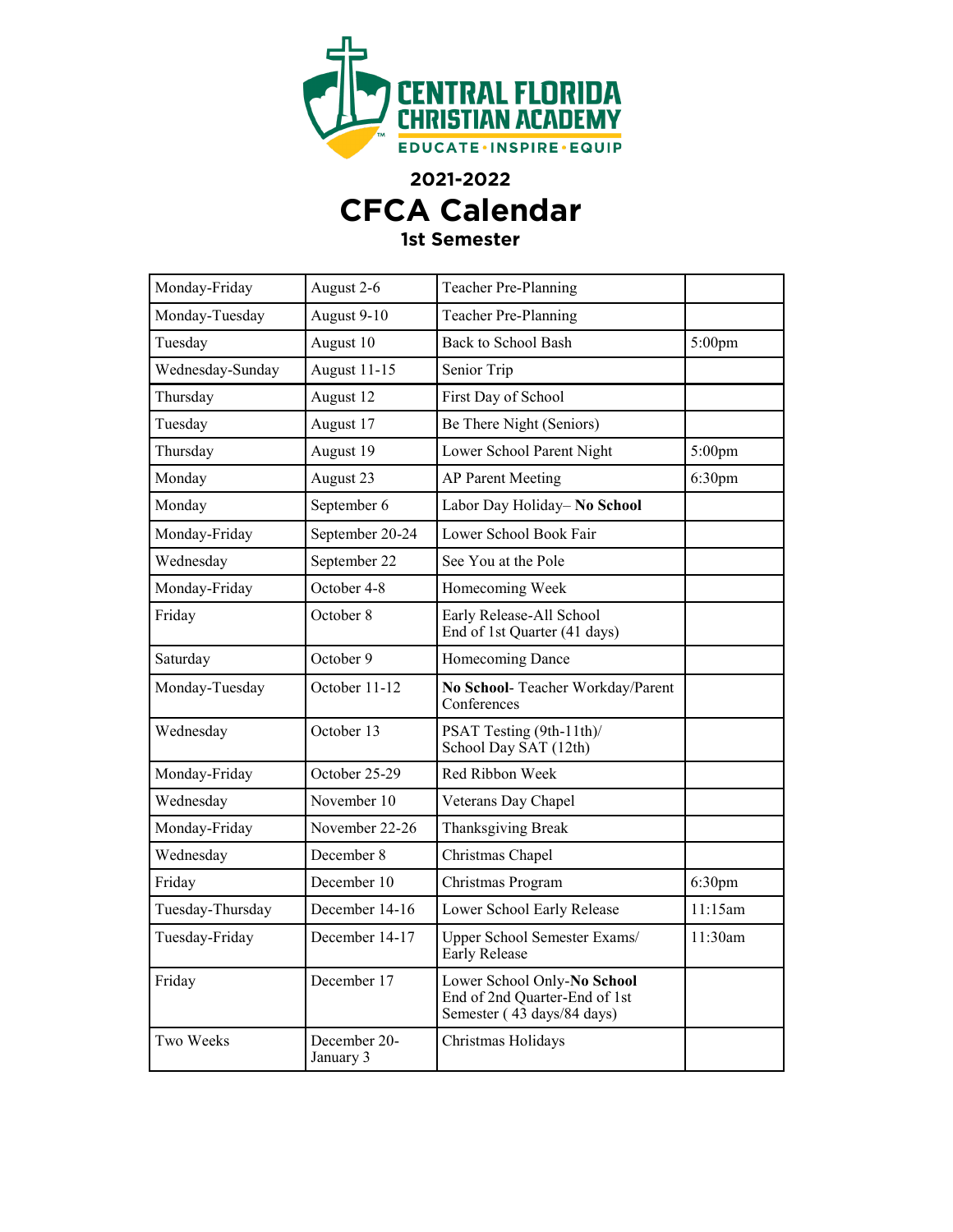# CENTRAL FLORIDA CHRISTIAN ACADEMY

EDUCATE · INSPIRE · EQUIP

## 2021-2022

# CFCA Calendar

### 1st Semester

| | | | |
|---|---|---|---|
| Monday-Friday | August 2-6 | Teacher Pre-Planning | |
| Monday-Tuesday | August 9-10 | Teacher Pre-Planning | |
| Tuesday | August 10 | Back to School Bash | 5:00pm |
| Wednesday-Sunday | August 11-15 | Senior Trip | |
| Thursday | August 12 | First Day of School | |
| Tuesday | August 17 | Be There Night (Seniors) | |
| Thursday | August 19 | Lower School Parent Night | 5:00pm |
| Monday | August 23 | AP Parent Meeting | 6:30pm |
| Monday | September 6 | Labor Day Holiday– **No School** | |
| Monday-Friday | September 20-24 | Lower School Book Fair | |
| Wednesday | September 22 | See You at the Pole | |
| Monday-Friday | October 4-8 | Homecoming Week | |
| Friday | October 8 | Early Release-All School<br>End of 1st Quarter (41 days) | |
| Saturday | October 9 | Homecoming Dance | |
| Monday-Tuesday | October 11-12 | **No School**- Teacher Workday/Parent Conferences | |
| Wednesday | October 13 | PSAT Testing (9th-11th)/<br>School Day SAT (12th) | |
| Monday-Friday | October 25-29 | Red Ribbon Week | |
| Wednesday | November 10 | Veterans Day Chapel | |
| Monday-Friday | November 22-26 | Thanksgiving Break | |
| Wednesday | December 8 | Christmas Chapel | |
| Friday | December 10 | Christmas Program | 6:30pm |
| Tuesday-Thursday | December 14-16 | Lower School Early Release | 11:15am |
| Tuesday-Friday | December 14-17 | Upper School Semester Exams/<br>Early Release | 11:30am |
| Friday | December 17 | Lower School Only-**No School**<br>End of 2nd Quarter-End of 1st Semester ( 43 days/84 days) | |
| Two Weeks | December 20-<br>January 3 | Christmas Holidays | |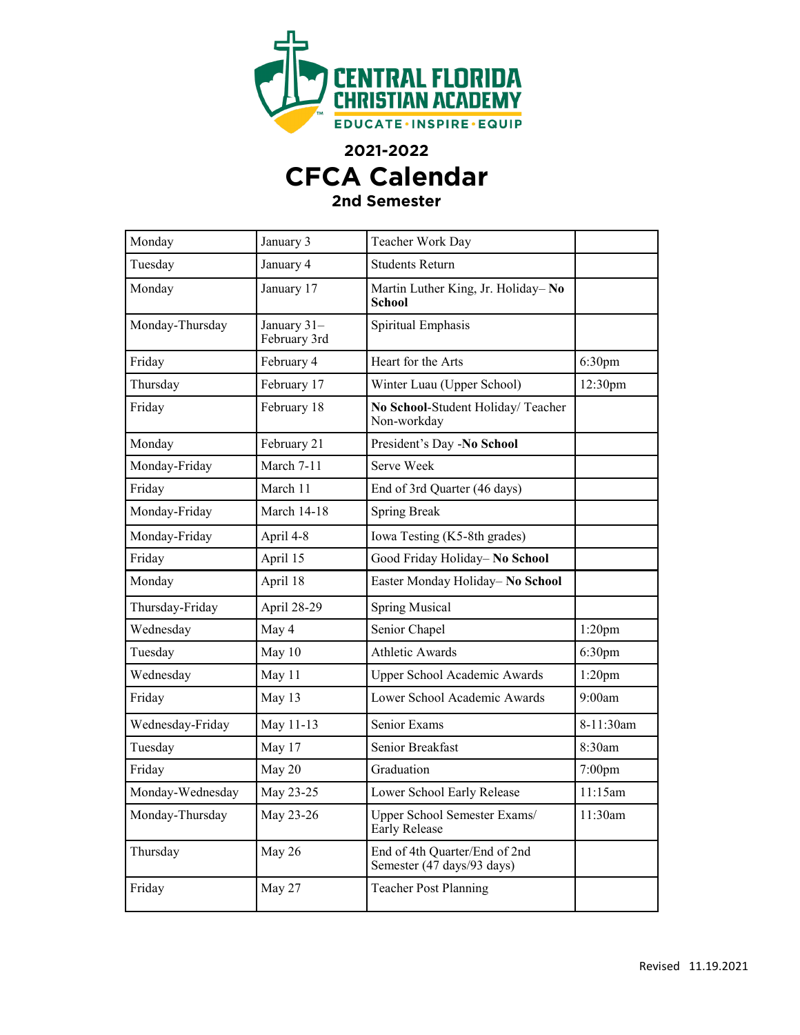CENTRAL FLORIDA CHRISTIAN ACADEMY

EDUCATE · INSPIRE · EQUIP

## 2021-2022

# CFCA Calendar

### 2nd Semester

| | | | |
|---|---|---|---|
| Monday | January 3 | Teacher Work Day | |
| Tuesday | January 4 | Students Return | |
| Monday | January 17 | Martin Luther King, Jr. Holiday– **No School** | |
| Monday-Thursday | January 31–February 3rd | Spiritual Emphasis | |
| Friday | February 4 | Heart for the Arts | 6:30pm |
| Thursday | February 17 | Winter Luau (Upper School) | 12:30pm |
| Friday | February 18 | **No School**-Student Holiday/ Teacher Non-workday | |
| Monday | February 21 | President's Day -**No School** | |
| Monday-Friday | March 7-11 | Serve Week | |
| Friday | March 11 | End of 3rd Quarter (46 days) | |
| Monday-Friday | March 14-18 | Spring Break | |
| Monday-Friday | April 4-8 | Iowa Testing (K5-8th grades) | |
| Friday | April 15 | Good Friday Holiday– **No School** | |
| Monday | April 18 | Easter Monday Holiday– **No School** | |
| Thursday-Friday | April 28-29 | Spring Musical | |
| Wednesday | May 4 | Senior Chapel | 1:20pm |
| Tuesday | May 10 | Athletic Awards | 6:30pm |
| Wednesday | May 11 | Upper School Academic Awards | 1:20pm |
| Friday | May 13 | Lower School Academic Awards | 9:00am |
| Wednesday-Friday | May 11-13 | Senior Exams | 8-11:30am |
| Tuesday | May 17 | Senior Breakfast | 8:30am |
| Friday | May 20 | Graduation | 7:00pm |
| Monday-Wednesday | May 23-25 | Lower School Early Release | 11:15am |
| Monday-Thursday | May 23-26 | Upper School Semester Exams/ Early Release | 11:30am |
| Thursday | May 26 | End of 4th Quarter/End of 2nd Semester (47 days/93 days) | |
| Friday | May 27 | Teacher Post Planning | |

Revised 11.19.2021